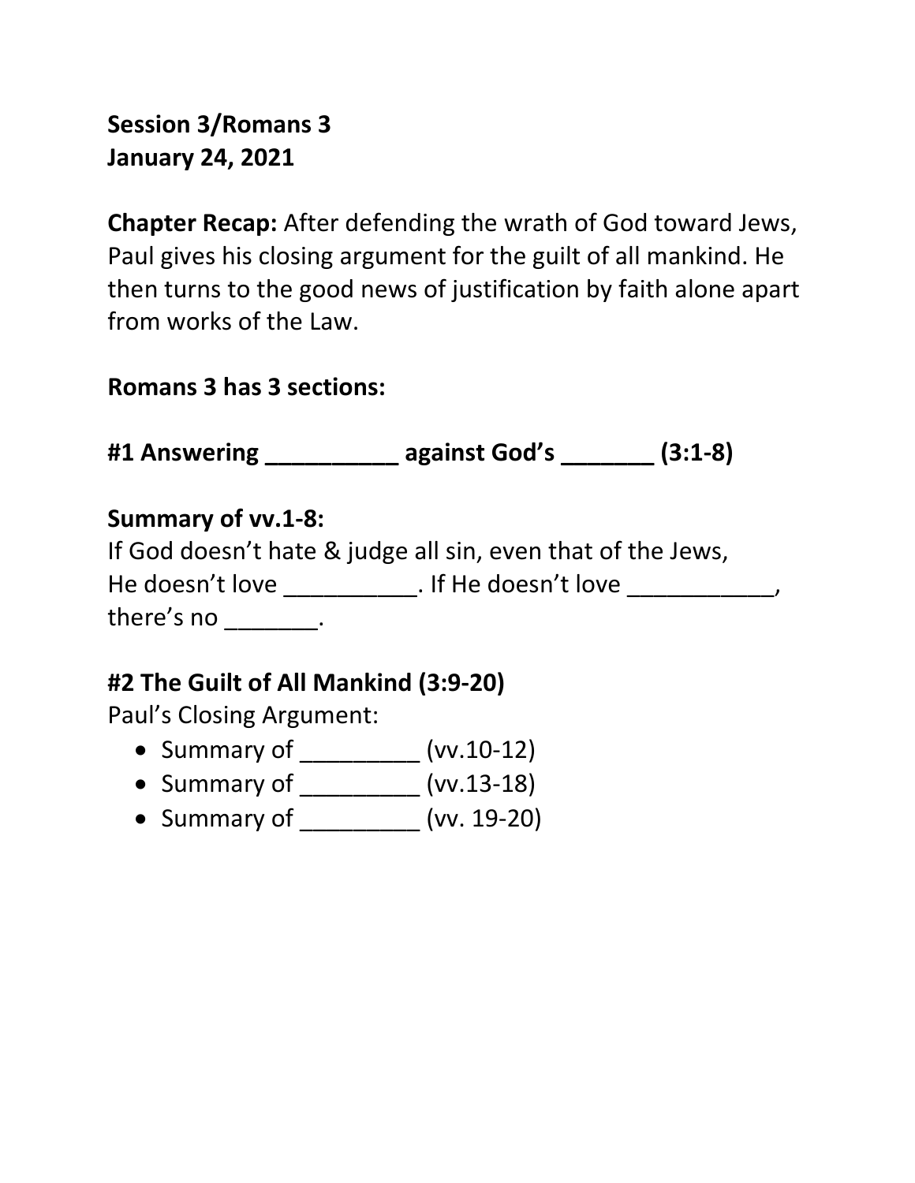**Session 3/Romans 3**
**January 24, 2021**

**Chapter Recap:** After defending the wrath of God toward Jews, Paul gives his closing argument for the guilt of all mankind. He then turns to the good news of justification by faith alone apart from works of the Law.

**Romans 3 has 3 sections:**

**#1 Answering __________ against God's _______ (3:1-8)**

**Summary of vv.1-8:**
If God doesn't hate & judge all sin, even that of the Jews, He doesn't love __________. If He doesn't love ___________, there's no _______.

**#2 The Guilt of All Mankind (3:9-20)**
Paul's Closing Argument:

- Summary of _________ (vv.10-12)
- Summary of _________ (vv.13-18)
- Summary of _________ (vv. 19-20)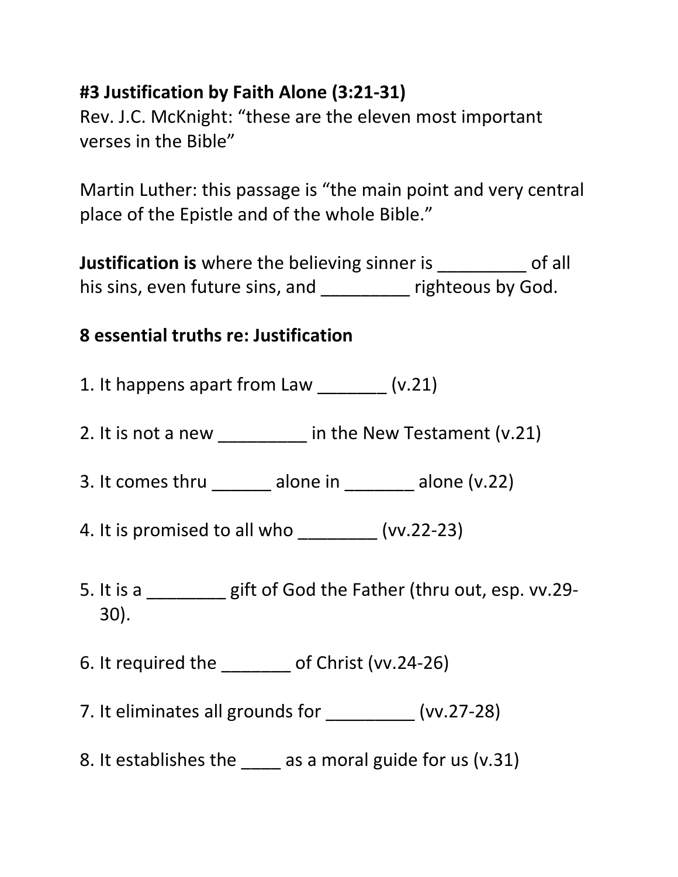**#3 Justification by Faith Alone (3:21-31)**
Rev. J.C. McKnight: “these are the eleven most important verses in the Bible”

Martin Luther: this passage is “the main point and very central place of the Epistle and of the whole Bible.”

**Justification is** where the believing sinner is _________ of all his sins, even future sins, and _________ righteous by God.

**8 essential truths re: Justification**

1. It happens apart from Law _______ (v.21)

2. It is not a new _________ in the New Testament (v.21)

3. It comes thru ______ alone in _______ alone (v.22)

4. It is promised to all who ________ (vv.22-23)

5. It is a ________ gift of God the Father (thru out, esp. vv.29-30).

6. It required the _______ of Christ (vv.24-26)

7. It eliminates all grounds for _________ (vv.27-28)

8. It establishes the ____ as a moral guide for us (v.31)